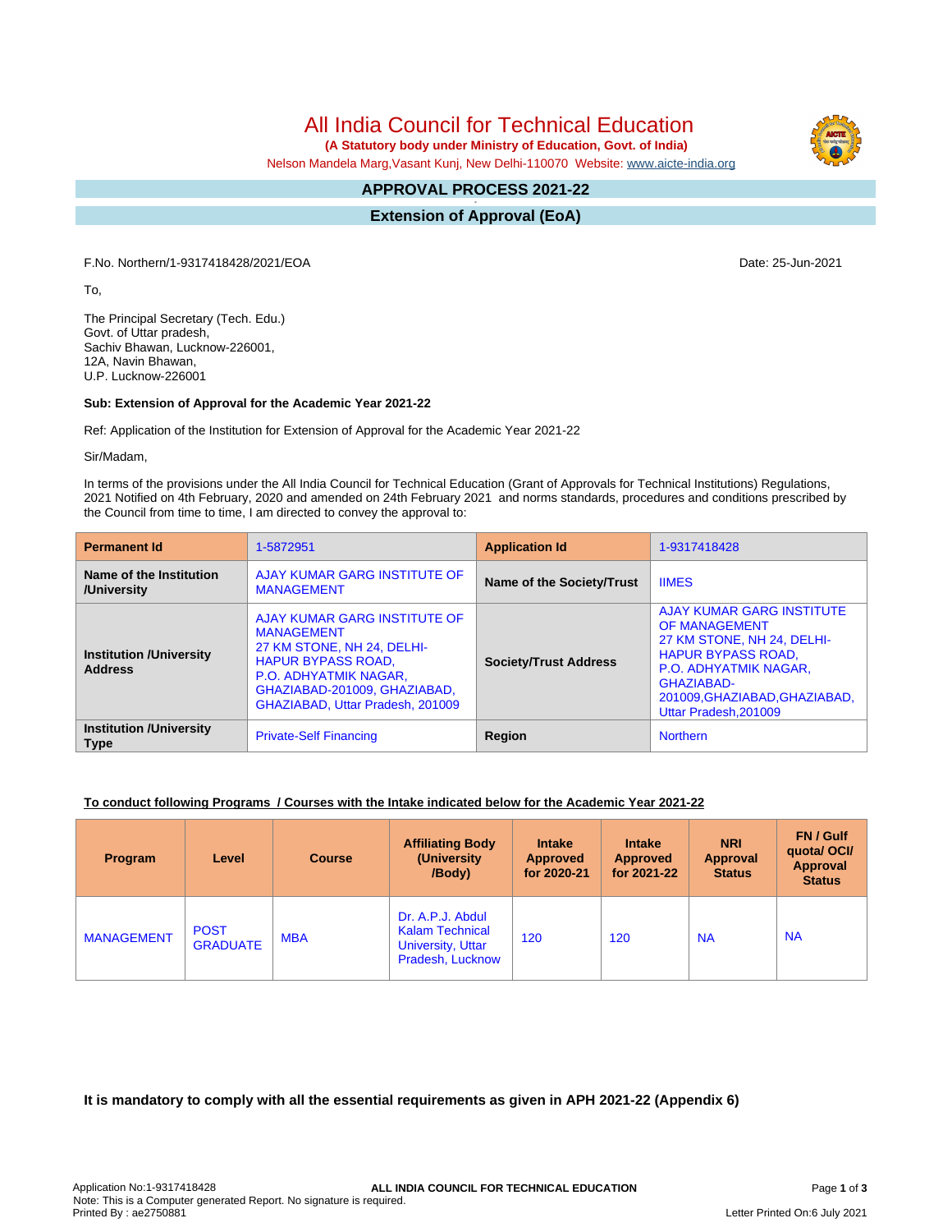# All India Council for Technical Education

**(A Statutory body under Ministry of Education, Govt. of India)**

Nelson Mandela Marg,Vasant Kunj, New Delhi-110070 Website: www.aicte-india.org

## APPROVAL PROCESS 2021-22

## Extension of Approval (EoA)

F.No. Northern/1-9317418428/2021/EOA

Date: 25-Jun-2021

To,

The Principal Secretary (Tech. Edu.)
Govt. of Uttar pradesh,
Sachiv Bhawan, Lucknow-226001,
12A, Navin Bhawan,
U.P. Lucknow-226001

**Sub: Extension of Approval for the Academic Year 2021-22**

Ref: Application of the Institution for Extension of Approval for the Academic Year 2021-22

Sir/Madam,

In terms of the provisions under the All India Council for Technical Education (Grant of Approvals for Technical Institutions) Regulations, 2021 Notified on 4th February, 2020 and amended on 24th February 2021 and norms standards, procedures and conditions prescribed by the Council from time to time, I am directed to convey the approval to:

| **Permanent Id** | 1-5872951 | **Application Id** | 1-9317418428 |
|---|---|---|---|
| **Name of the Institution /University** | AJAY KUMAR GARG INSTITUTE OF MANAGEMENT | **Name of the Society/Trust** | IIMES |
| **Institution /University Address** | AJAY KUMAR GARG INSTITUTE OF MANAGEMENT 27 KM STONE, NH 24, DELHI-HAPUR BYPASS ROAD, P.O. ADHYATMIK NAGAR, GHAZIABAD-201009, GHAZIABAD, GHAZIABAD, Uttar Pradesh, 201009 | **Society/Trust Address** | AJAY KUMAR GARG INSTITUTE OF MANAGEMENT 27 KM STONE, NH 24, DELHI-HAPUR BYPASS ROAD, P.O. ADHYATMIK NAGAR, GHAZIABAD-201009,GHAZIABAD,GHAZIABAD, Uttar Pradesh,201009 |
| **Institution /University Type** | Private-Self Financing | **Region** | Northern |

**To conduct following Programs / Courses with the Intake indicated below for the Academic Year 2021-22**

| Program | Level | Course | Affiliating Body (University /Body) | Intake Approved for 2020-21 | Intake Approved for 2021-22 | NRI Approval Status | FN / Gulf quota/ OCI/ Approval Status |
|---|---|---|---|---|---|---|---|
| MANAGEMENT | POST GRADUATE | MBA | Dr. A.P.J. Abdul Kalam Technical University, Uttar Pradesh, Lucknow | 120 | 120 | NA | NA |

**It is mandatory to comply with all the essential requirements as given in APH 2021-22 (Appendix 6)**

Application No:1-9317418428
Note: This is a Computer generated Report. No signature is required.
Printed By : ae2750881

ALL INDIA COUNCIL FOR TECHNICAL EDUCATION

Letter Printed On:6 July 2021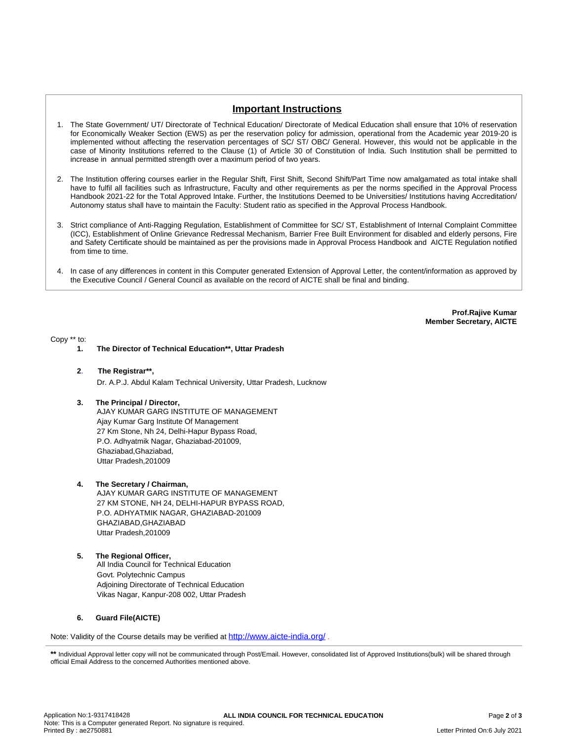## Important Instructions

1. The State Government/ UT/ Directorate of Technical Education/ Directorate of Medical Education shall ensure that 10% of reservation for Economically Weaker Section (EWS) as per the reservation policy for admission, operational from the Academic year 2019-20 is implemented without affecting the reservation percentages of SC/ ST/ OBC/ General. However, this would not be applicable in the case of Minority Institutions referred to the Clause (1) of Article 30 of Constitution of India. Such Institution shall be permitted to increase in annual permitted strength over a maximum period of two years.

2. The Institution offering courses earlier in the Regular Shift, First Shift, Second Shift/Part Time now amalgamated as total intake shall have to fulfil all facilities such as Infrastructure, Faculty and other requirements as per the norms specified in the Approval Process Handbook 2021-22 for the Total Approved Intake. Further, the Institutions Deemed to be Universities/ Institutions having Accreditation/ Autonomy status shall have to maintain the Faculty: Student ratio as specified in the Approval Process Handbook.

3. Strict compliance of Anti-Ragging Regulation, Establishment of Committee for SC/ ST, Establishment of Internal Complaint Committee (ICC), Establishment of Online Grievance Redressal Mechanism, Barrier Free Built Environment for disabled and elderly persons, Fire and Safety Certificate should be maintained as per the provisions made in Approval Process Handbook and AICTE Regulation notified from time to time.

4. In case of any differences in content in this Computer generated Extension of Approval Letter, the content/information as approved by the Executive Council / General Council as available on the record of AICTE shall be final and binding.

**Prof.Rajive Kumar**
**Member Secretary, AICTE**

Copy ** to:

1. **The Director of Technical Education**, Uttar Pradesh**

2. **The Registrar**,**
   Dr. A.P.J. Abdul Kalam Technical University, Uttar Pradesh, Lucknow

3. **The Principal / Director,**
   AJAY KUMAR GARG INSTITUTE OF MANAGEMENT
   Ajay Kumar Garg Institute Of Management
   27 Km Stone, Nh 24, Delhi-Hapur Bypass Road,
   P.O. Adhyatmik Nagar, Ghaziabad-201009,
   Ghaziabad,Ghaziabad,
   Uttar Pradesh,201009

4. **The Secretary / Chairman,**
   AJAY KUMAR GARG INSTITUTE OF MANAGEMENT
   27 KM STONE, NH 24, DELHI-HAPUR BYPASS ROAD,
   P.O. ADHYATMIK NAGAR, GHAZIABAD-201009
   GHAZIABAD,GHAZIABAD
   Uttar Pradesh,201009

5. **The Regional Officer,**
   All India Council for Technical Education
   Govt. Polytechnic Campus
   Adjoining Directorate of Technical Education
   Vikas Nagar, Kanpur-208 002, Uttar Pradesh

6. **Guard File(AICTE)**

Note: Validity of the Course details may be verified at http://www.aicte-india.org/ .

---

**\*\*** Individual Approval letter copy will not be communicated through Post/Email. However, consolidated list of Approved Institutions(bulk) will be shared through official Email Address to the concerned Authorities mentioned above.

Application No:1-9317418428
Note: This is a Computer generated Report. No signature is required.
Printed By : ae2750881
Letter Printed On:6 July 2021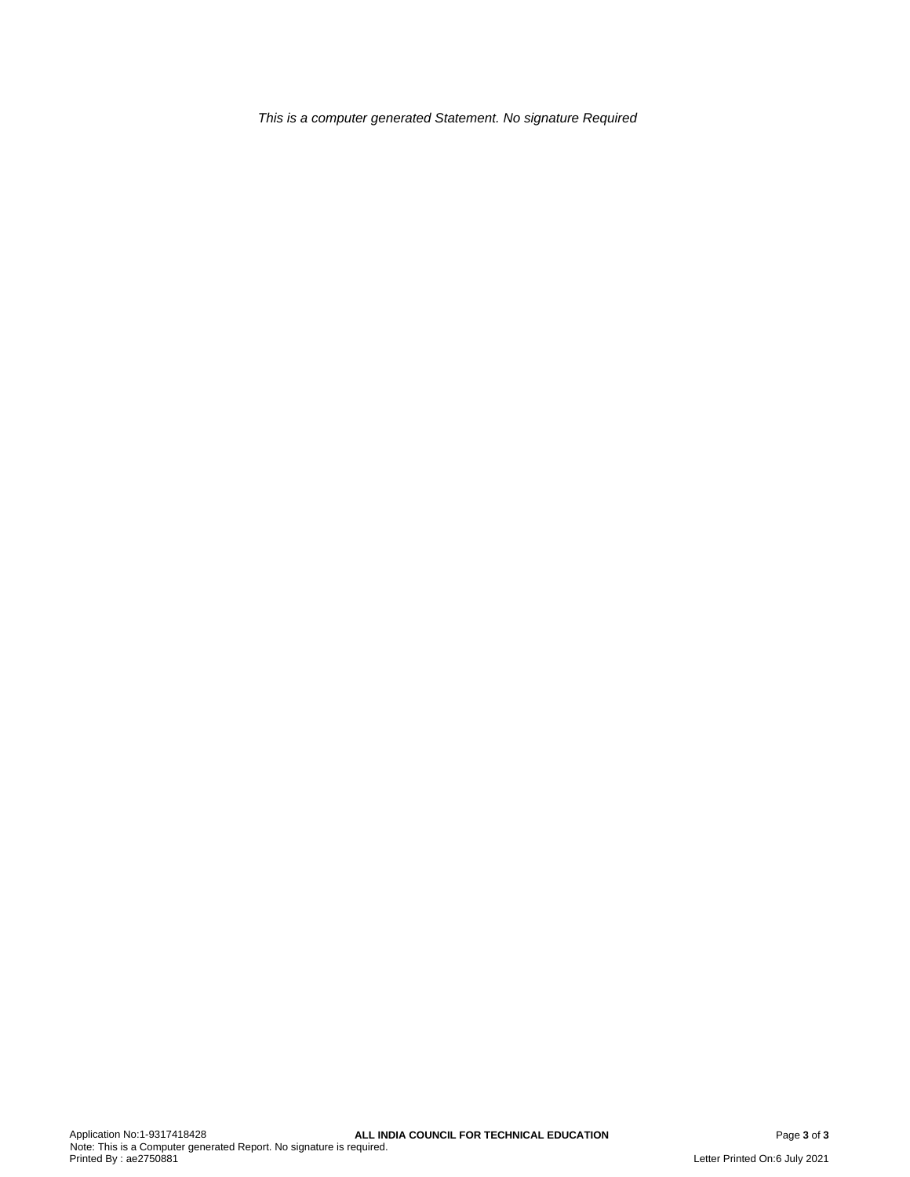*This is a computer generated Statement. No signature Required*